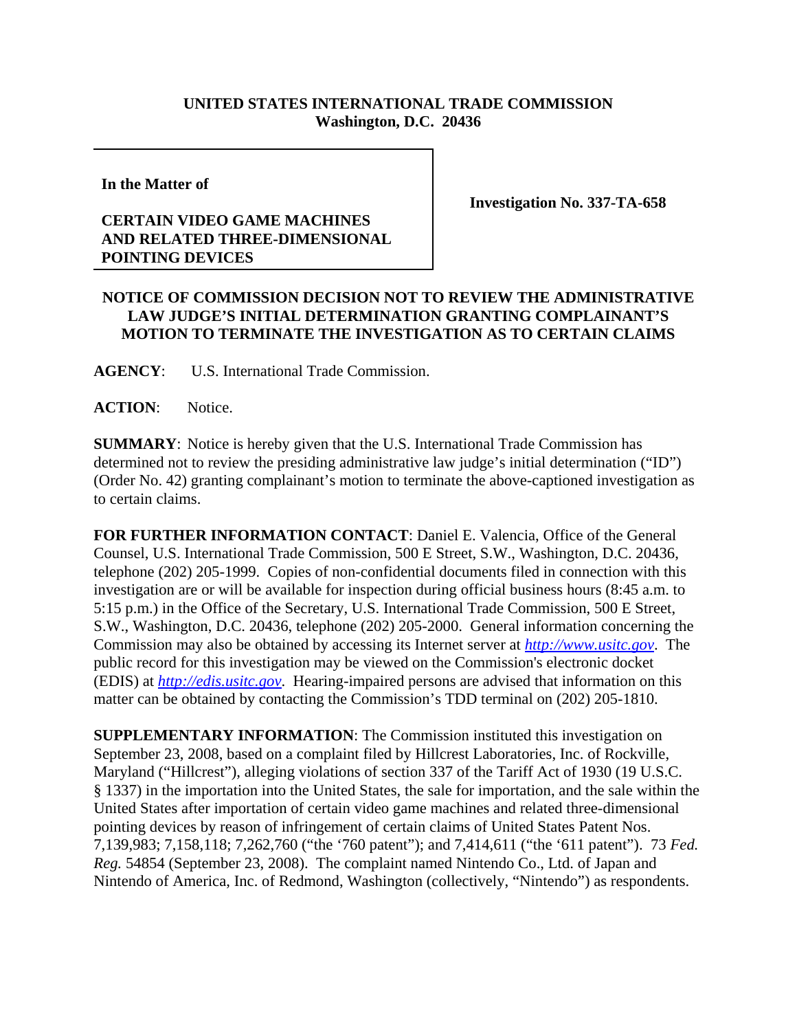**UNITED STATES INTERNATIONAL TRADE COMMISSION**
**Washington, D.C. 20436**

| | |
|---|---|
| **In the Matter of**<br><br>**CERTAIN VIDEO GAME MACHINES AND RELATED THREE-DIMENSIONAL POINTING DEVICES** | **Investigation No. 337-TA-658** |

**NOTICE OF COMMISSION DECISION NOT TO REVIEW THE ADMINISTRATIVE LAW JUDGE'S INITIAL DETERMINATION GRANTING COMPLAINANT'S MOTION TO TERMINATE THE INVESTIGATION AS TO CERTAIN CLAIMS**

**AGENCY**: U.S. International Trade Commission.

**ACTION**: Notice.

**SUMMARY**: Notice is hereby given that the U.S. International Trade Commission has determined not to review the presiding administrative law judge's initial determination ("ID") (Order No. 42) granting complainant's motion to terminate the above-captioned investigation as to certain claims.

**FOR FURTHER INFORMATION CONTACT**: Daniel E. Valencia, Office of the General Counsel, U.S. International Trade Commission, 500 E Street, S.W., Washington, D.C. 20436, telephone (202) 205-1999. Copies of non-confidential documents filed in connection with this investigation are or will be available for inspection during official business hours (8:45 a.m. to 5:15 p.m.) in the Office of the Secretary, U.S. International Trade Commission, 500 E Street, S.W., Washington, D.C. 20436, telephone (202) 205-2000. General information concerning the Commission may also be obtained by accessing its Internet server at *http://www.usitc.gov*. The public record for this investigation may be viewed on the Commission's electronic docket (EDIS) at *http://edis.usitc.gov*. Hearing-impaired persons are advised that information on this matter can be obtained by contacting the Commission's TDD terminal on (202) 205-1810.

**SUPPLEMENTARY INFORMATION**: The Commission instituted this investigation on September 23, 2008, based on a complaint filed by Hillcrest Laboratories, Inc. of Rockville, Maryland ("Hillcrest"), alleging violations of section 337 of the Tariff Act of 1930 (19 U.S.C. § 1337) in the importation into the United States, the sale for importation, and the sale within the United States after importation of certain video game machines and related three-dimensional pointing devices by reason of infringement of certain claims of United States Patent Nos. 7,139,983; 7,158,118; 7,262,760 ("the '760 patent"); and 7,414,611 ("the '611 patent"). 73 *Fed. Reg.* 54854 (September 23, 2008). The complaint named Nintendo Co., Ltd. of Japan and Nintendo of America, Inc. of Redmond, Washington (collectively, "Nintendo") as respondents.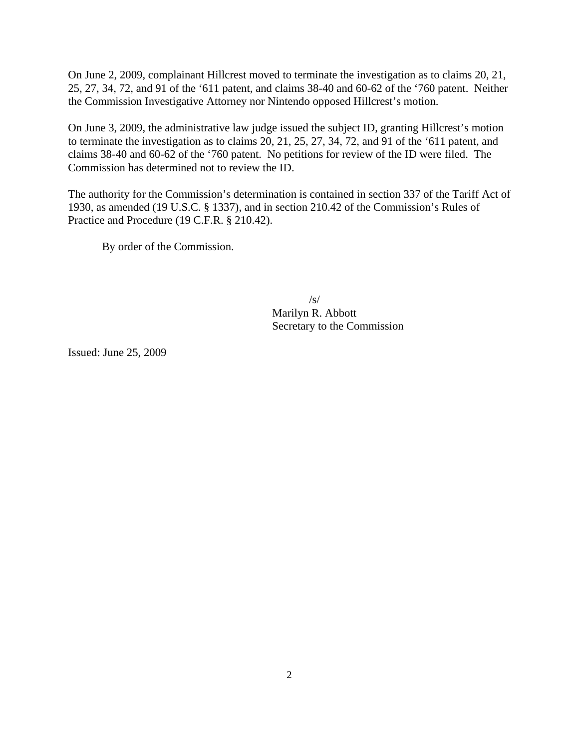On June 2, 2009, complainant Hillcrest moved to terminate the investigation as to claims 20, 21, 25, 27, 34, 72, and 91 of the '611 patent, and claims 38-40 and 60-62 of the '760 patent. Neither the Commission Investigative Attorney nor Nintendo opposed Hillcrest's motion.

On June 3, 2009, the administrative law judge issued the subject ID, granting Hillcrest's motion to terminate the investigation as to claims 20, 21, 25, 27, 34, 72, and 91 of the '611 patent, and claims 38-40 and 60-62 of the '760 patent. No petitions for review of the ID were filed. The Commission has determined not to review the ID.

The authority for the Commission's determination is contained in section 337 of the Tariff Act of 1930, as amended (19 U.S.C. § 1337), and in section 210.42 of the Commission's Rules of Practice and Procedure (19 C.F.R. § 210.42).

By order of the Commission.

/s/
Marilyn R. Abbott
Secretary to the Commission

Issued: June 25, 2009